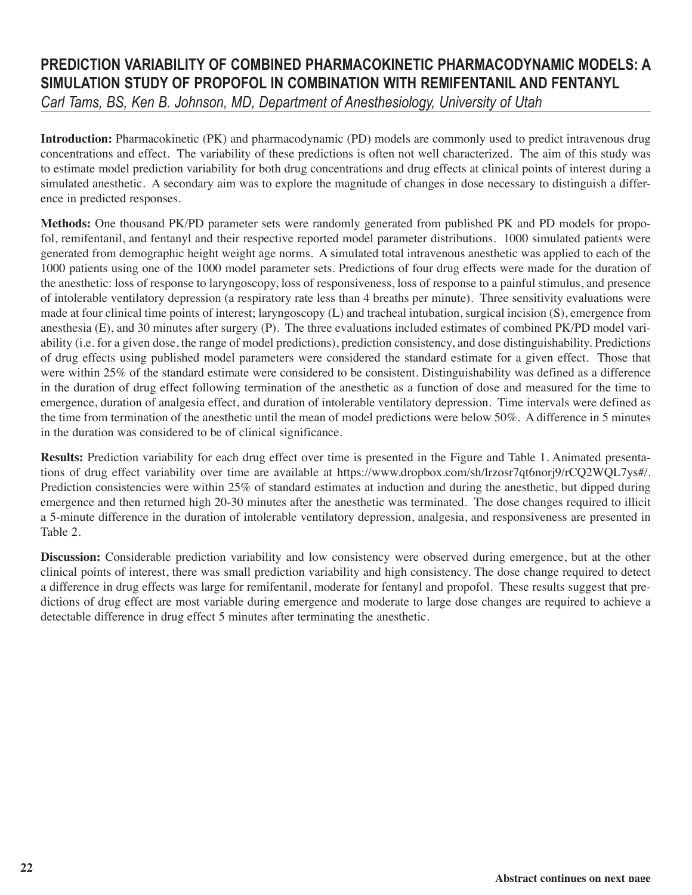# PREDICTION VARIABILITY OF COMBINED PHARMACOKINETIC PHARMACODYNAMIC MODELS: A SIMULATION STUDY OF PROPOFOL IN COMBINATION WITH REMIFENTANIL AND FENTANYL

*Carl Tams, BS, Ken B. Johnson, MD, Department of Anesthesiology, University of Utah*

**Introduction:** Pharmacokinetic (PK) and pharmacodynamic (PD) models are commonly used to predict intravenous drug concentrations and effect. The variability of these predictions is often not well characterized. The aim of this study was to estimate model prediction variability for both drug concentrations and drug effects at clinical points of interest during a simulated anesthetic. A secondary aim was to explore the magnitude of changes in dose necessary to distinguish a difference in predicted responses.

**Methods:** One thousand PK/PD parameter sets were randomly generated from published PK and PD models for propofol, remifentanil, and fentanyl and their respective reported model parameter distributions. 1000 simulated patients were generated from demographic height weight age norms. A simulated total intravenous anesthetic was applied to each of the 1000 patients using one of the 1000 model parameter sets. Predictions of four drug effects were made for the duration of the anesthetic: loss of response to laryngoscopy, loss of responsiveness, loss of response to a painful stimulus, and presence of intolerable ventilatory depression (a respiratory rate less than 4 breaths per minute). Three sensitivity evaluations were made at four clinical time points of interest; laryngoscopy (L) and tracheal intubation, surgical incision (S), emergence from anesthesia (E), and 30 minutes after surgery (P). The three evaluations included estimates of combined PK/PD model variability (i.e. for a given dose, the range of model predictions), prediction consistency, and dose distinguishability. Predictions of drug effects using published model parameters were considered the standard estimate for a given effect. Those that were within 25% of the standard estimate were considered to be consistent. Distinguishability was defined as a difference in the duration of drug effect following termination of the anesthetic as a function of dose and measured for the time to emergence, duration of analgesia effect, and duration of intolerable ventilatory depression. Time intervals were defined as the time from termination of the anesthetic until the mean of model predictions were below 50%. A difference in 5 minutes in the duration was considered to be of clinical significance.

**Results:** Prediction variability for each drug effect over time is presented in the Figure and Table 1. Animated presentations of drug effect variability over time are available at https://www.dropbox.com/sh/lrzosr7qt6norj9/rCQ2WQL7ys#/. Prediction consistencies were within 25% of standard estimates at induction and during the anesthetic, but dipped during emergence and then returned high 20-30 minutes after the anesthetic was terminated. The dose changes required to illicit a 5-minute difference in the duration of intolerable ventilatory depression, analgesia, and responsiveness are presented in Table 2.

**Discussion:** Considerable prediction variability and low consistency were observed during emergence, but at the other clinical points of interest, there was small prediction variability and high consistency. The dose change required to detect a difference in drug effects was large for remifentanil, moderate for fentanyl and propofol. These results suggest that predictions of drug effect are most variable during emergence and moderate to large dose changes are required to achieve a detectable difference in drug effect 5 minutes after terminating the anesthetic.

**Abstract continues on next page**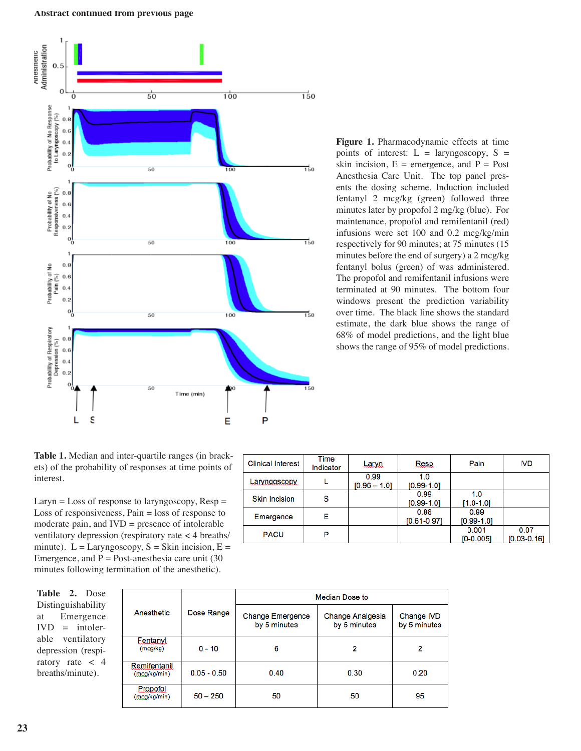**Abstract continued from previous page**

Anesthetic Administration
1
0.5
0
0
50
100
150

Probability of No Response to Laryngoscopy (%)
1
0.8
0.6
0.4
0.2
0
0
50
100
150

Probability of No Responsiveness (%)
1
0.8
0.6
0.4
0.2
0
0
50
100
150

Probability of No Pain (%)
0.8
0.6
0.4
0.2
0
0
50
100
150

Probability of Respiratory Depression (%)
1
0.8
0.6
0.4
0.2
0
0
50
100
150
Time (min)

L S E P

**Figure 1.** Pharmacodynamic effects at time points of interest: L = laryngoscopy, S = skin incision, E = emergence, and P = Post Anesthesia Care Unit. The top panel presents the dosing scheme. Induction included fentanyl 2 mcg/kg (green) followed three minutes later by propofol 2 mg/kg (blue). For maintenance, propofol and remifentanil (red) infusions were set 100 and 0.2 mcg/kg/min respectively for 90 minutes; at 75 minutes (15 minutes before the end of surgery) a 2 mcg/kg fentanyl bolus (green) of was administered. The propofol and remifentanil infusions were terminated at 90 minutes. The bottom four windows present the prediction variability over time. The black line shows the standard estimate, the dark blue shows the range of 68% of model predictions, and the light blue shows the range of 95% of model predictions.

**Table 1.** Median and inter-quartile ranges (in brackets) of the probability of responses at time points of interest.

Laryn = Loss of response to laryngoscopy, Resp = Loss of responsiveness, Pain = loss of response to moderate pain, and IVD = presence of intolerable ventilatory depression (respiratory rate < 4 breaths/minute). L = Laryngoscopy, S = Skin incision, E = Emergence, and P = Post-anesthesia care unit (30 minutes following termination of the anesthetic).

| Clinical Interest | Time Indicator | Laryn | Resp | Pain | IVD |
|---|---|---|---|---|---|
| Laryngoscopy | L | 0.99 [0.96 – 1.0] | 1.0 [0.99-1.0] | | |
| Skin Incision | S | | 0.99 [0.99-1.0] | 1.0 [1.0-1.0] | |
| Emergence | E | | 0.86 [0.61-0.97] | 0.99 [0.99-1.0] | |
| PACU | P | | | 0.001 [0-0.005] | 0.07 [0.03-0.16] |

**Table 2.** Dose Distinguishability at Emergence IVD = intolerable ventilatory depression (respiratory rate < 4 breaths/minute).

| Anesthetic | Dose Range | Median Dose to | | |
|---|---|---|---|---|
| | | Change Emergence by 5 minutes | Change Analgesia by 5 minutes | Change IVD by 5 minutes |
| Fentanyl (mcg/kg) | 0 - 10 | 6 | 2 | 2 |
| Remifentanil (mcg/kg/min) | 0.05 - 0.50 | 0.40 | 0.30 | 0.20 |
| Propofol (mcg/kg/min) | 50 – 250 | 50 | 50 | 95 |